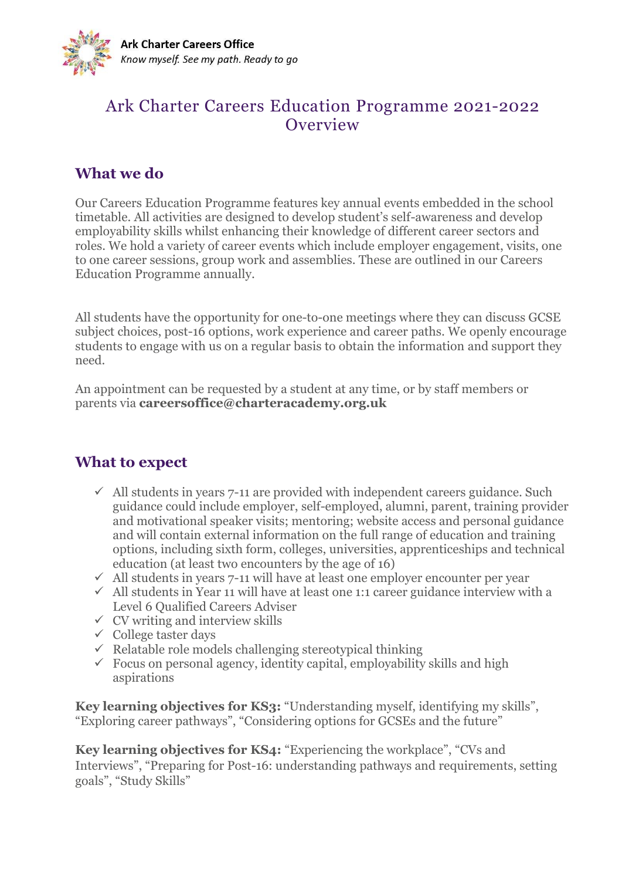**Ark Charter Careers Office**
*Know myself. See my path. Ready to go*

# Ark Charter Careers Education Programme 2021-2022 Overview

## What we do

Our Careers Education Programme features key annual events embedded in the school timetable. All activities are designed to develop student's self-awareness and develop employability skills whilst enhancing their knowledge of different career sectors and roles. We hold a variety of career events which include employer engagement, visits, one to one career sessions, group work and assemblies. These are outlined in our Careers Education Programme annually.

All students have the opportunity for one-to-one meetings where they can discuss GCSE subject choices, post-16 options, work experience and career paths. We openly encourage students to engage with us on a regular basis to obtain the information and support they need.

An appointment can be requested by a student at any time, or by staff members or parents via **careersoffice@charteracademy.org.uk**

## What to expect

- ✓ All students in years 7-11 are provided with independent careers guidance. Such guidance could include employer, self-employed, alumni, parent, training provider and motivational speaker visits; mentoring; website access and personal guidance and will contain external information on the full range of education and training options, including sixth form, colleges, universities, apprenticeships and technical education (at least two encounters by the age of 16)
- ✓ All students in years 7-11 will have at least one employer encounter per year
- ✓ All students in Year 11 will have at least one 1:1 career guidance interview with a Level 6 Qualified Careers Adviser
- ✓ CV writing and interview skills
- ✓ College taster days
- ✓ Relatable role models challenging stereotypical thinking
- ✓ Focus on personal agency, identity capital, employability skills and high aspirations

**Key learning objectives for KS3:** "Understanding myself, identifying my skills", "Exploring career pathways", "Considering options for GCSEs and the future"

**Key learning objectives for KS4:** "Experiencing the workplace", "CVs and Interviews", "Preparing for Post-16: understanding pathways and requirements, setting goals", "Study Skills"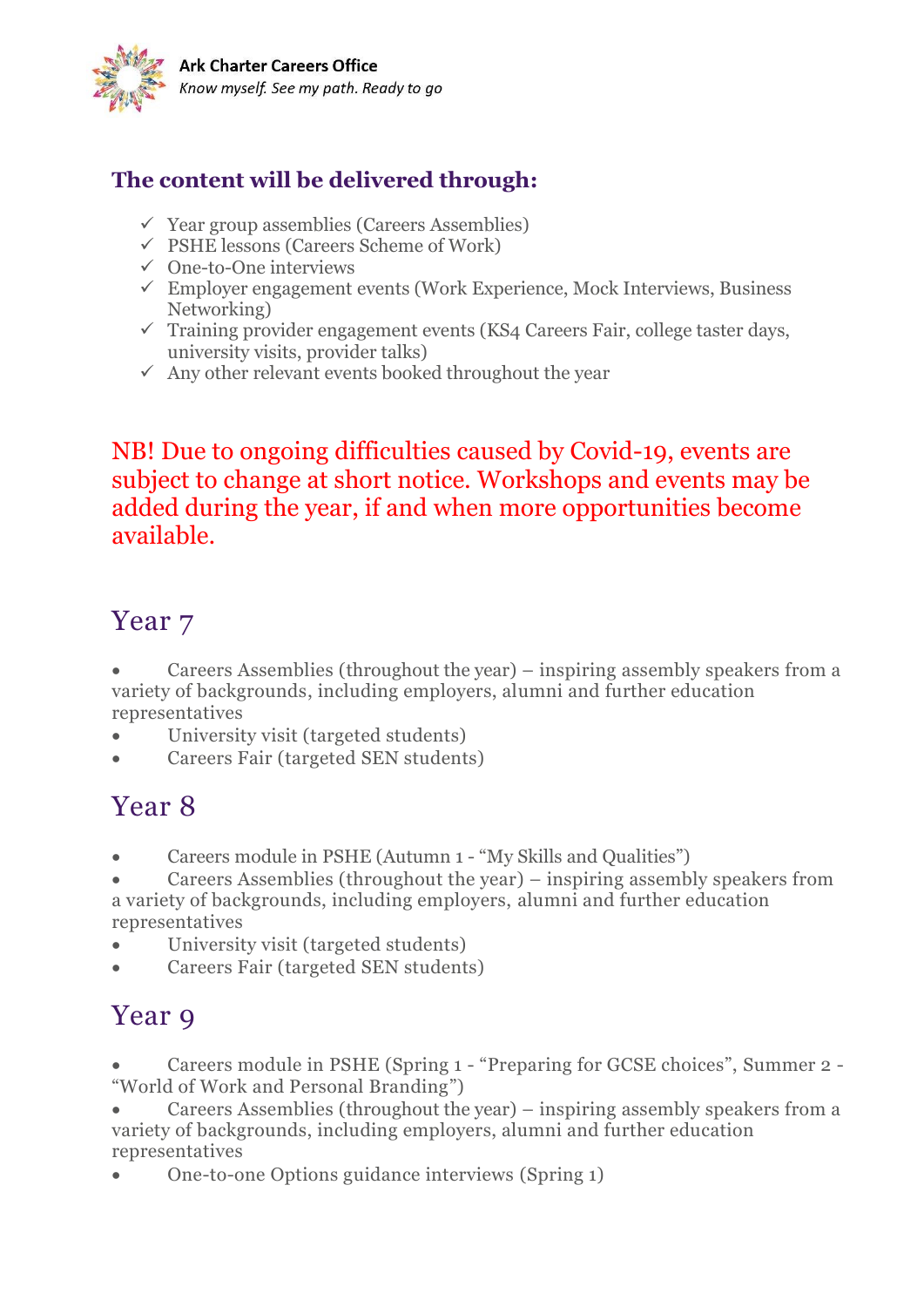### The content will be delivered through:

- ✓ Year group assemblies (Careers Assemblies)
- ✓ PSHE lessons (Careers Scheme of Work)
- ✓ One-to-One interviews
- ✓ Employer engagement events (Work Experience, Mock Interviews, Business Networking)
- ✓ Training provider engagement events (KS4 Careers Fair, college taster days, university visits, provider talks)
- ✓ Any other relevant events booked throughout the year

NB! Due to ongoing difficulties caused by Covid-19, events are subject to change at short notice. Workshops and events may be added during the year, if and when more opportunities become available.

## Year 7

- Careers Assemblies (throughout the year) – inspiring assembly speakers from a variety of backgrounds, including employers, alumni and further education representatives
- University visit (targeted students)
- Careers Fair (targeted SEN students)

## Year 8

- Careers module in PSHE (Autumn 1 - "My Skills and Qualities")
- Careers Assemblies (throughout the year) – inspiring assembly speakers from a variety of backgrounds, including employers, alumni and further education representatives
- University visit (targeted students)
- Careers Fair (targeted SEN students)

## Year 9

- Careers module in PSHE (Spring 1 - "Preparing for GCSE choices", Summer 2 - "World of Work and Personal Branding")
- Careers Assemblies (throughout the year) – inspiring assembly speakers from a variety of backgrounds, including employers, alumni and further education representatives
- One-to-one Options guidance interviews (Spring 1)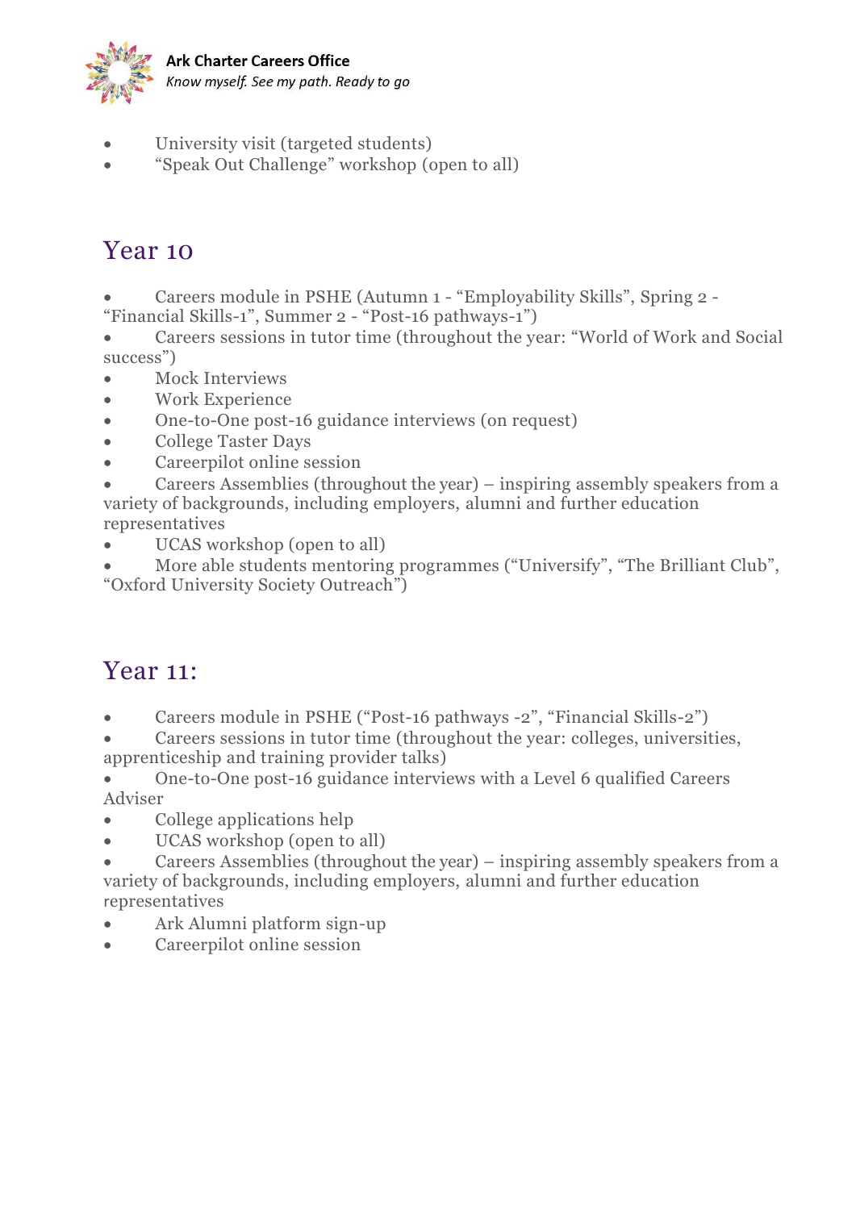- University visit (targeted students)
- "Speak Out Challenge" workshop (open to all)

## Year 10

- Careers module in PSHE (Autumn 1 - "Employability Skills", Spring 2 - "Financial Skills-1", Summer 2 - "Post-16 pathways-1")
- Careers sessions in tutor time (throughout the year: "World of Work and Social success")
- Mock Interviews
- Work Experience
- One-to-One post-16 guidance interviews (on request)
- College Taster Days
- Careerpilot online session
- Careers Assemblies (throughout the year) – inspiring assembly speakers from a variety of backgrounds, including employers, alumni and further education representatives
- UCAS workshop (open to all)
- More able students mentoring programmes ("Universify", "The Brilliant Club", "Oxford University Society Outreach")

## Year 11:

- Careers module in PSHE ("Post-16 pathways -2", "Financial Skills-2")
- Careers sessions in tutor time (throughout the year: colleges, universities, apprenticeship and training provider talks)
- One-to-One post-16 guidance interviews with a Level 6 qualified Careers Adviser
- College applications help
- UCAS workshop (open to all)
- Careers Assemblies (throughout the year) – inspiring assembly speakers from a variety of backgrounds, including employers, alumni and further education representatives
- Ark Alumni platform sign-up
- Careerpilot online session